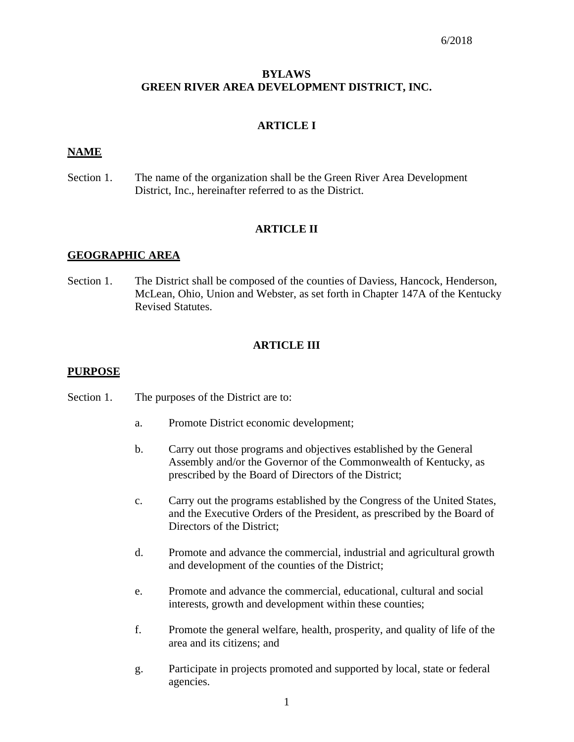6/2018

# BYLAWS
# GREEN RIVER AREA DEVELOPMENT DISTRICT, INC.

## ARTICLE I

### NAME

Section 1. The name of the organization shall be the Green River Area Development District, Inc., hereinafter referred to as the District.

## ARTICLE II

### GEOGRAPHIC AREA

Section 1. The District shall be composed of the counties of Daviess, Hancock, Henderson, McLean, Ohio, Union and Webster, as set forth in Chapter 147A of the Kentucky Revised Statutes.

## ARTICLE III

### PURPOSE

Section 1. The purposes of the District are to:

a. Promote District economic development;

b. Carry out those programs and objectives established by the General Assembly and/or the Governor of the Commonwealth of Kentucky, as prescribed by the Board of Directors of the District;

c. Carry out the programs established by the Congress of the United States, and the Executive Orders of the President, as prescribed by the Board of Directors of the District;

d. Promote and advance the commercial, industrial and agricultural growth and development of the counties of the District;

e. Promote and advance the commercial, educational, cultural and social interests, growth and development within these counties;

f. Promote the general welfare, health, prosperity, and quality of life of the area and its citizens; and

g. Participate in projects promoted and supported by local, state or federal agencies.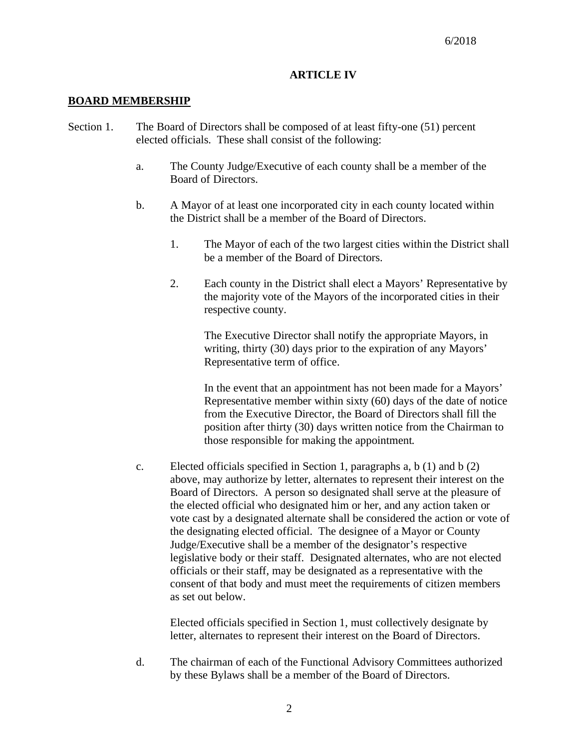6/2018

## ARTICLE IV

**BOARD MEMBERSHIP**

Section 1. The Board of Directors shall be composed of at least fifty-one (51) percent elected officials. These shall consist of the following:

a. The County Judge/Executive of each county shall be a member of the Board of Directors.

b. A Mayor of at least one incorporated city in each county located within the District shall be a member of the Board of Directors.

1. The Mayor of each of the two largest cities within the District shall be a member of the Board of Directors.

2. Each county in the District shall elect a Mayors' Representative by the majority vote of the Mayors of the incorporated cities in their respective county.

   The Executive Director shall notify the appropriate Mayors, in writing, thirty (30) days prior to the expiration of any Mayors' Representative term of office.

   In the event that an appointment has not been made for a Mayors' Representative member within sixty (60) days of the date of notice from the Executive Director, the Board of Directors shall fill the position after thirty (30) days written notice from the Chairman to those responsible for making the appointment.

c. Elected officials specified in Section 1, paragraphs a, b (1) and b (2) above, may authorize by letter, alternates to represent their interest on the Board of Directors. A person so designated shall serve at the pleasure of the elected official who designated him or her, and any action taken or vote cast by a designated alternate shall be considered the action or vote of the designating elected official. The designee of a Mayor or County Judge/Executive shall be a member of the designator's respective legislative body or their staff. Designated alternates, who are not elected officials or their staff, may be designated as a representative with the consent of that body and must meet the requirements of citizen members as set out below.

   Elected officials specified in Section 1, must collectively designate by letter, alternates to represent their interest on the Board of Directors.

d. The chairman of each of the Functional Advisory Committees authorized by these Bylaws shall be a member of the Board of Directors.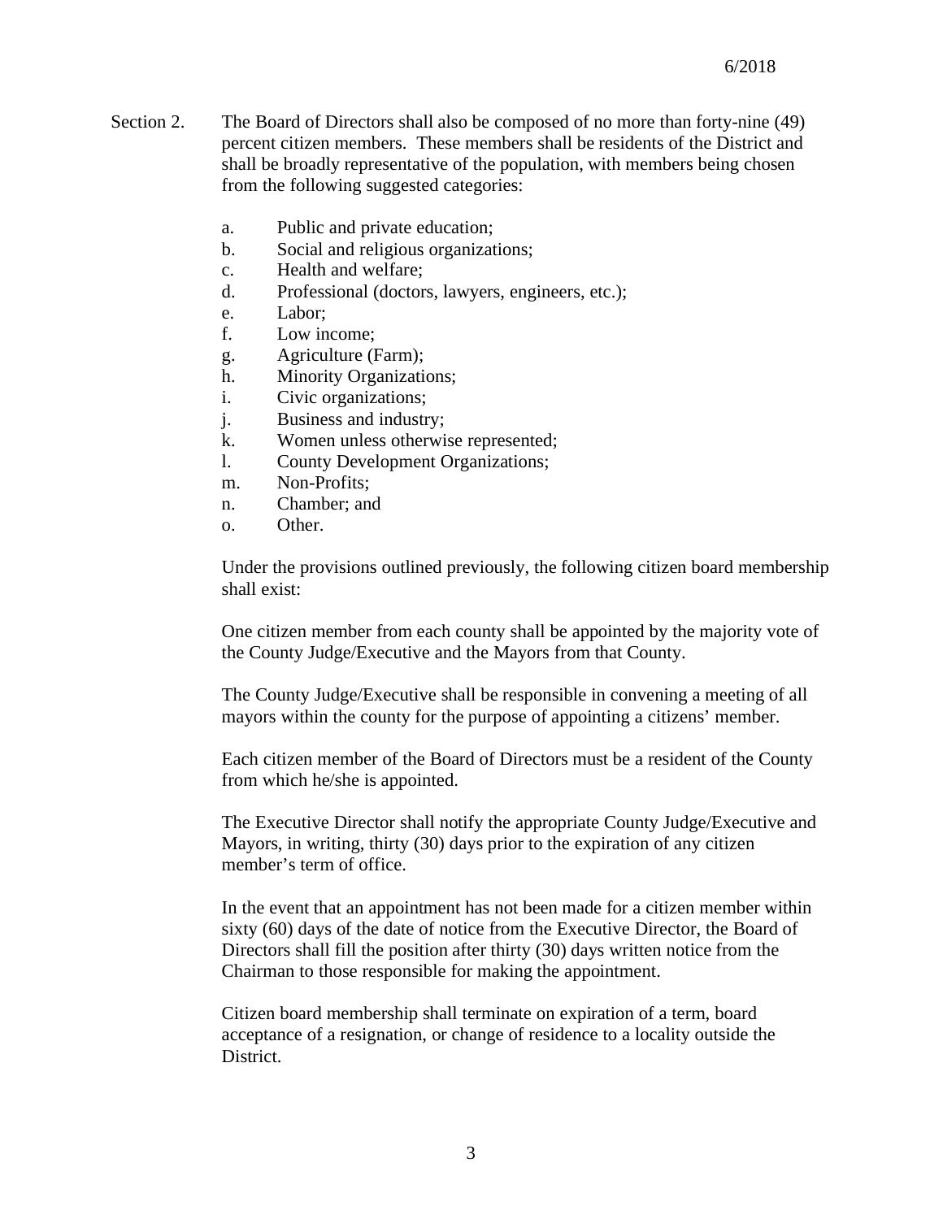Section 2. The Board of Directors shall also be composed of no more than forty-nine (49) percent citizen members. These members shall be residents of the District and shall be broadly representative of the population, with members being chosen from the following suggested categories:

a. Public and private education;
b. Social and religious organizations;
c. Health and welfare;
d. Professional (doctors, lawyers, engineers, etc.);
e. Labor;
f. Low income;
g. Agriculture (Farm);
h. Minority Organizations;
i. Civic organizations;
j. Business and industry;
k. Women unless otherwise represented;
l. County Development Organizations;
m. Non-Profits;
n. Chamber; and
o. Other.

Under the provisions outlined previously, the following citizen board membership shall exist:

One citizen member from each county shall be appointed by the majority vote of the County Judge/Executive and the Mayors from that County.

The County Judge/Executive shall be responsible in convening a meeting of all mayors within the county for the purpose of appointing a citizens' member.

Each citizen member of the Board of Directors must be a resident of the County from which he/she is appointed.

The Executive Director shall notify the appropriate County Judge/Executive and Mayors, in writing, thirty (30) days prior to the expiration of any citizen member's term of office.

In the event that an appointment has not been made for a citizen member within sixty (60) days of the date of notice from the Executive Director, the Board of Directors shall fill the position after thirty (30) days written notice from the Chairman to those responsible for making the appointment.

Citizen board membership shall terminate on expiration of a term, board acceptance of a resignation, or change of residence to a locality outside the District.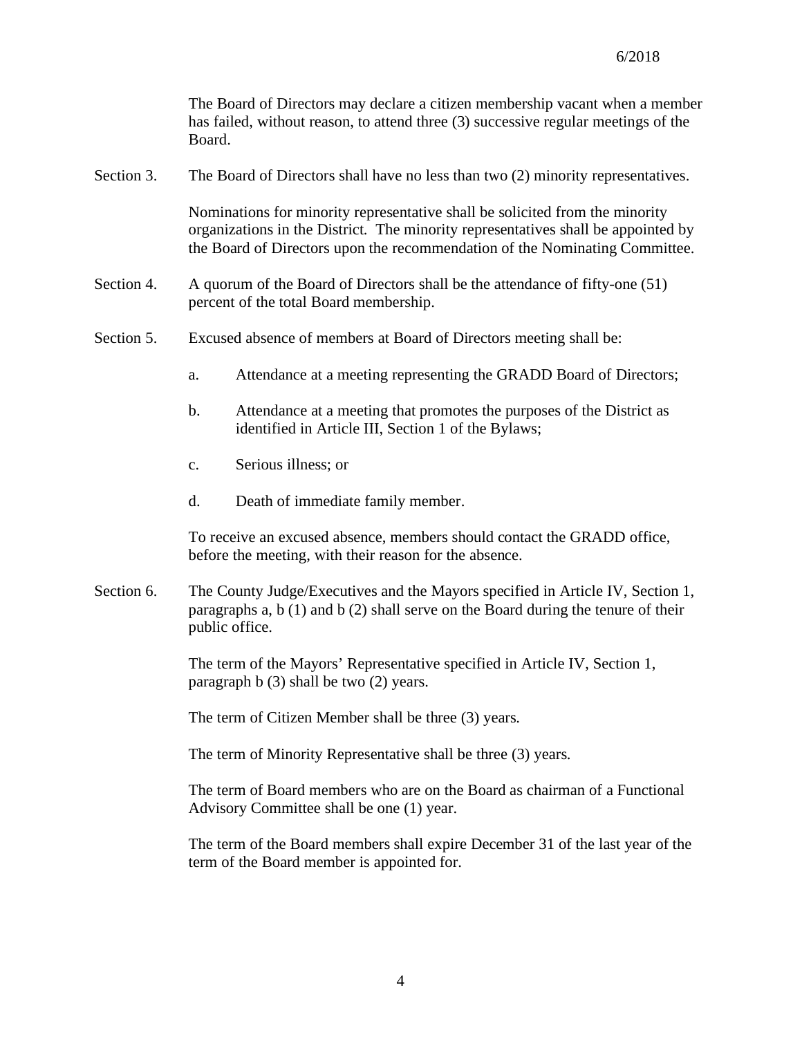The Board of Directors may declare a citizen membership vacant when a member has failed, without reason, to attend three (3) successive regular meetings of the Board.

Section 3. The Board of Directors shall have no less than two (2) minority representatives.

Nominations for minority representative shall be solicited from the minority organizations in the District. The minority representatives shall be appointed by the Board of Directors upon the recommendation of the Nominating Committee.

Section 4. A quorum of the Board of Directors shall be the attendance of fifty-one (51) percent of the total Board membership.

Section 5. Excused absence of members at Board of Directors meeting shall be:

a. Attendance at a meeting representing the GRADD Board of Directors;

b. Attendance at a meeting that promotes the purposes of the District as identified in Article III, Section 1 of the Bylaws;

c. Serious illness; or

d. Death of immediate family member.

To receive an excused absence, members should contact the GRADD office, before the meeting, with their reason for the absence.

Section 6. The County Judge/Executives and the Mayors specified in Article IV, Section 1, paragraphs a, b (1) and b (2) shall serve on the Board during the tenure of their public office.

The term of the Mayors' Representative specified in Article IV, Section 1, paragraph b (3) shall be two (2) years.

The term of Citizen Member shall be three (3) years.

The term of Minority Representative shall be three (3) years.

The term of Board members who are on the Board as chairman of a Functional Advisory Committee shall be one (1) year.

The term of the Board members shall expire December 31 of the last year of the term of the Board member is appointed for.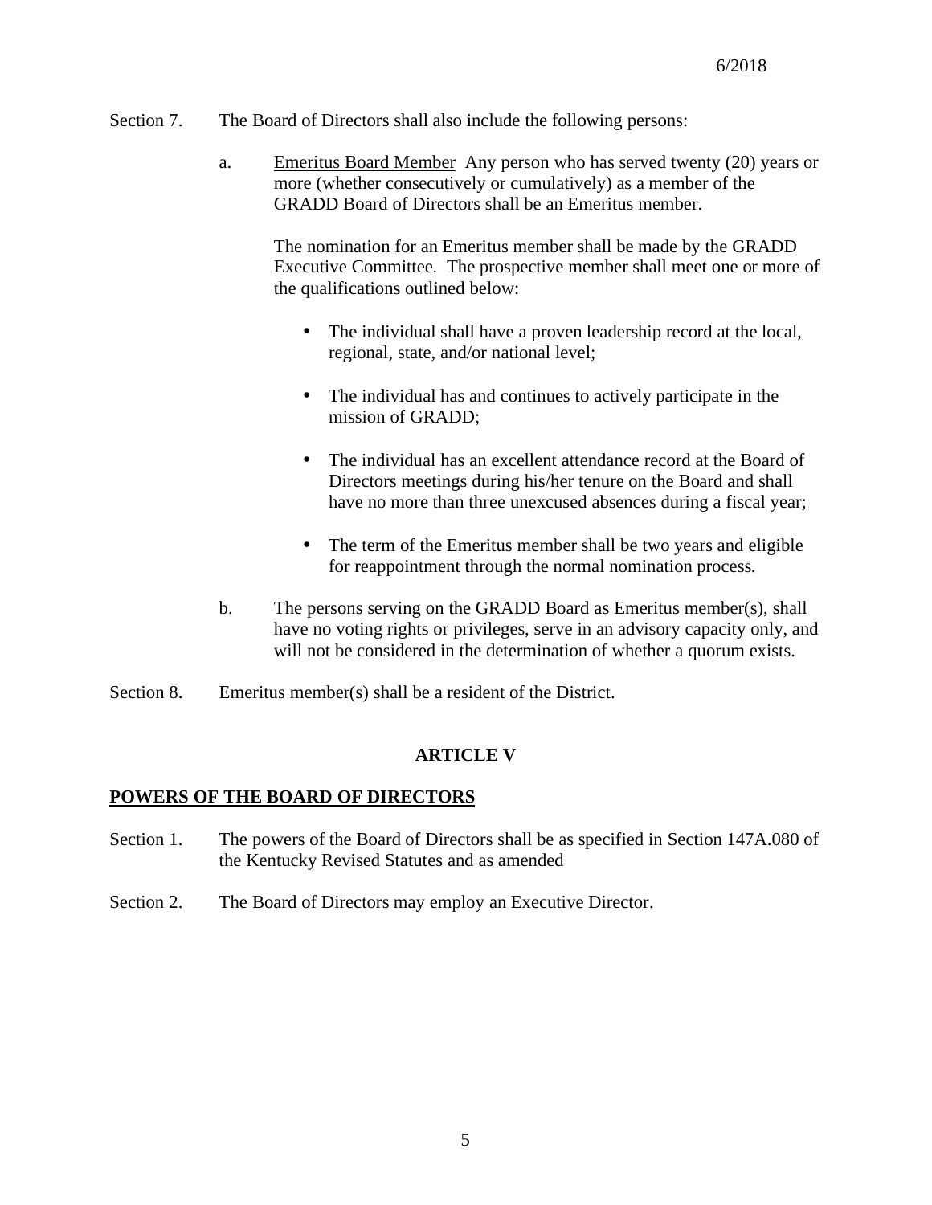Section 7. The Board of Directors shall also include the following persons:

a. Emeritus Board Member Any person who has served twenty (20) years or more (whether consecutively or cumulatively) as a member of the GRADD Board of Directors shall be an Emeritus member.

The nomination for an Emeritus member shall be made by the GRADD Executive Committee. The prospective member shall meet one or more of the qualifications outlined below:

- The individual shall have a proven leadership record at the local, regional, state, and/or national level;
- The individual has and continues to actively participate in the mission of GRADD;
- The individual has an excellent attendance record at the Board of Directors meetings during his/her tenure on the Board and shall have no more than three unexcused absences during a fiscal year;
- The term of the Emeritus member shall be two years and eligible for reappointment through the normal nomination process.

b. The persons serving on the GRADD Board as Emeritus member(s), shall have no voting rights or privileges, serve in an advisory capacity only, and will not be considered in the determination of whether a quorum exists.

Section 8. Emeritus member(s) shall be a resident of the District.

## ARTICLE V

## POWERS OF THE BOARD OF DIRECTORS

Section 1. The powers of the Board of Directors shall be as specified in Section 147A.080 of the Kentucky Revised Statutes and as amended

Section 2. The Board of Directors may employ an Executive Director.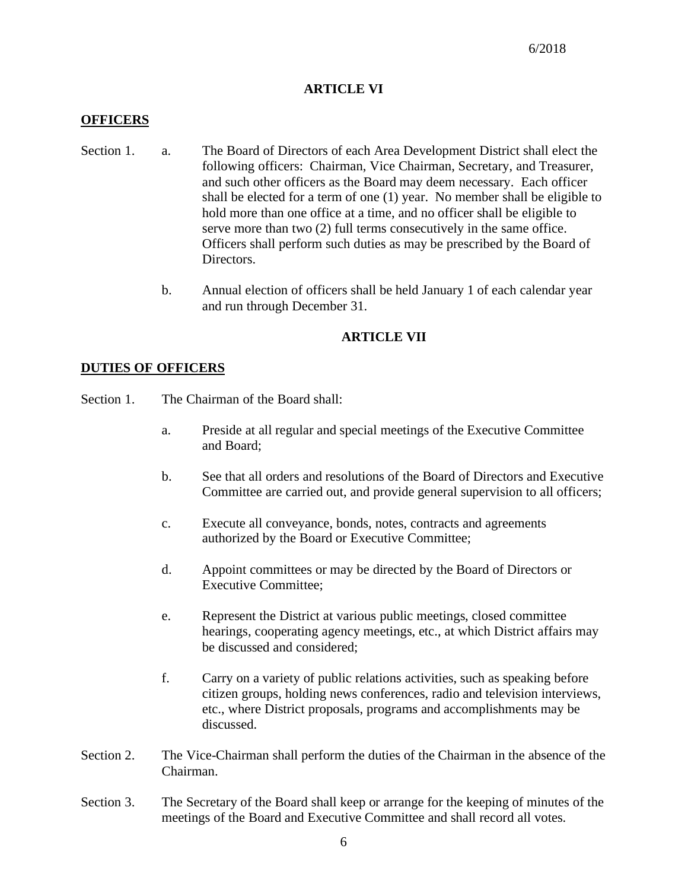6/2018

## ARTICLE VI

### OFFICERS

Section 1.

a. The Board of Directors of each Area Development District shall elect the following officers: Chairman, Vice Chairman, Secretary, and Treasurer, and such other officers as the Board may deem necessary. Each officer shall be elected for a term of one (1) year. No member shall be eligible to hold more than one office at a time, and no officer shall be eligible to serve more than two (2) full terms consecutively in the same office. Officers shall perform such duties as may be prescribed by the Board of Directors.

b. Annual election of officers shall be held January 1 of each calendar year and run through December 31.

## ARTICLE VII

### DUTIES OF OFFICERS

Section 1. The Chairman of the Board shall:

a. Preside at all regular and special meetings of the Executive Committee and Board;

b. See that all orders and resolutions of the Board of Directors and Executive Committee are carried out, and provide general supervision to all officers;

c. Execute all conveyance, bonds, notes, contracts and agreements authorized by the Board or Executive Committee;

d. Appoint committees or may be directed by the Board of Directors or Executive Committee;

e. Represent the District at various public meetings, closed committee hearings, cooperating agency meetings, etc., at which District affairs may be discussed and considered;

f. Carry on a variety of public relations activities, such as speaking before citizen groups, holding news conferences, radio and television interviews, etc., where District proposals, programs and accomplishments may be discussed.

Section 2. The Vice-Chairman shall perform the duties of the Chairman in the absence of the Chairman.

Section 3. The Secretary of the Board shall keep or arrange for the keeping of minutes of the meetings of the Board and Executive Committee and shall record all votes.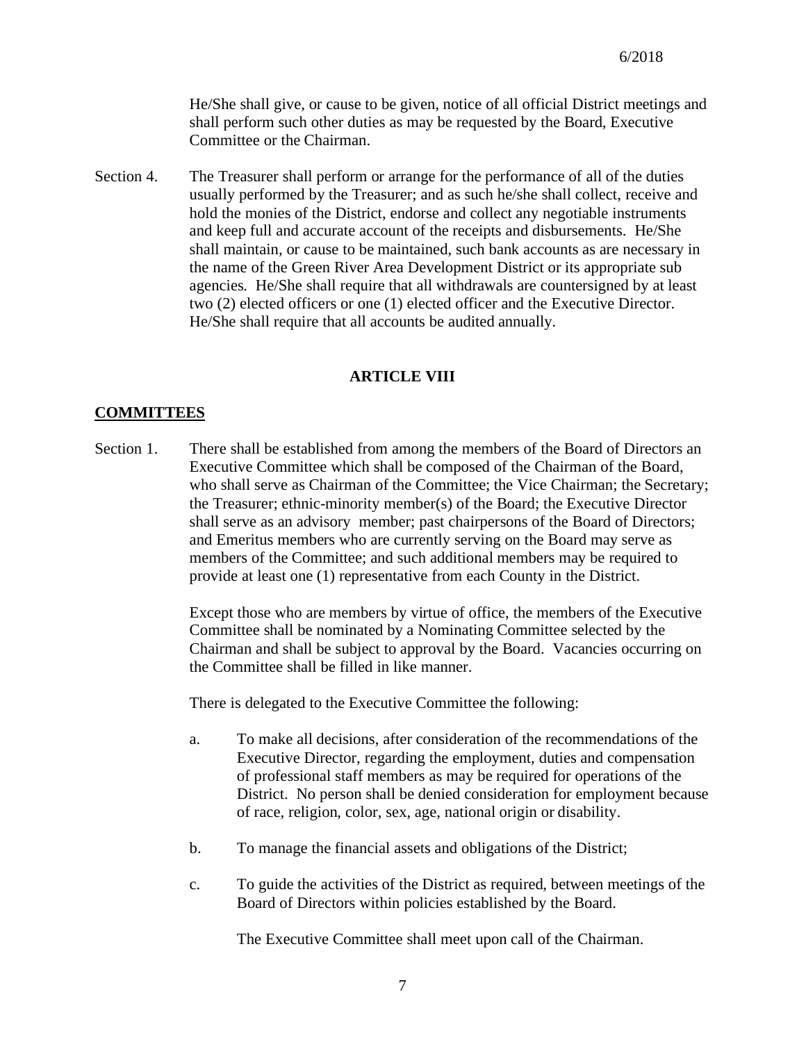He/She shall give, or cause to be given, notice of all official District meetings and shall perform such other duties as may be requested by the Board, Executive Committee or the Chairman.

Section 4. The Treasurer shall perform or arrange for the performance of all of the duties usually performed by the Treasurer; and as such he/she shall collect, receive and hold the monies of the District, endorse and collect any negotiable instruments and keep full and accurate account of the receipts and disbursements. He/She shall maintain, or cause to be maintained, such bank accounts as are necessary in the name of the Green River Area Development District or its appropriate sub agencies. He/She shall require that all withdrawals are countersigned by at least two (2) elected officers or one (1) elected officer and the Executive Director. He/She shall require that all accounts be audited annually.

## ARTICLE VIII

## COMMITTEES

Section 1. There shall be established from among the members of the Board of Directors an Executive Committee which shall be composed of the Chairman of the Board, who shall serve as Chairman of the Committee; the Vice Chairman; the Secretary; the Treasurer; ethnic-minority member(s) of the Board; the Executive Director shall serve as an advisory member; past chairpersons of the Board of Directors; and Emeritus members who are currently serving on the Board may serve as members of the Committee; and such additional members may be required to provide at least one (1) representative from each County in the District.

Except those who are members by virtue of office, the members of the Executive Committee shall be nominated by a Nominating Committee selected by the Chairman and shall be subject to approval by the Board. Vacancies occurring on the Committee shall be filled in like manner.

There is delegated to the Executive Committee the following:

a. To make all decisions, after consideration of the recommendations of the Executive Director, regarding the employment, duties and compensation of professional staff members as may be required for operations of the District. No person shall be denied consideration for employment because of race, religion, color, sex, age, national origin or disability.

b. To manage the financial assets and obligations of the District;

c. To guide the activities of the District as required, between meetings of the Board of Directors within policies established by the Board.

The Executive Committee shall meet upon call of the Chairman.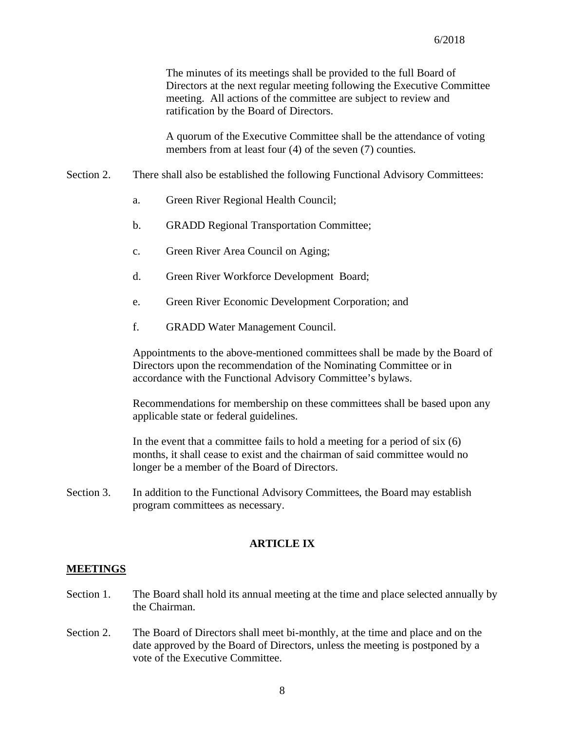The minutes of its meetings shall be provided to the full Board of Directors at the next regular meeting following the Executive Committee meeting. All actions of the committee are subject to review and ratification by the Board of Directors.

A quorum of the Executive Committee shall be the attendance of voting members from at least four (4) of the seven (7) counties.

Section 2. There shall also be established the following Functional Advisory Committees:

a. Green River Regional Health Council;

b. GRADD Regional Transportation Committee;

c. Green River Area Council on Aging;

d. Green River Workforce Development Board;

e. Green River Economic Development Corporation; and

f. GRADD Water Management Council.

Appointments to the above-mentioned committees shall be made by the Board of Directors upon the recommendation of the Nominating Committee or in accordance with the Functional Advisory Committee's bylaws.

Recommendations for membership on these committees shall be based upon any applicable state or federal guidelines.

In the event that a committee fails to hold a meeting for a period of six (6) months, it shall cease to exist and the chairman of said committee would no longer be a member of the Board of Directors.

Section 3. In addition to the Functional Advisory Committees, the Board may establish program committees as necessary.

## ARTICLE IX

**MEETINGS**

Section 1. The Board shall hold its annual meeting at the time and place selected annually by the Chairman.

Section 2. The Board of Directors shall meet bi-monthly, at the time and place and on the date approved by the Board of Directors, unless the meeting is postponed by a vote of the Executive Committee.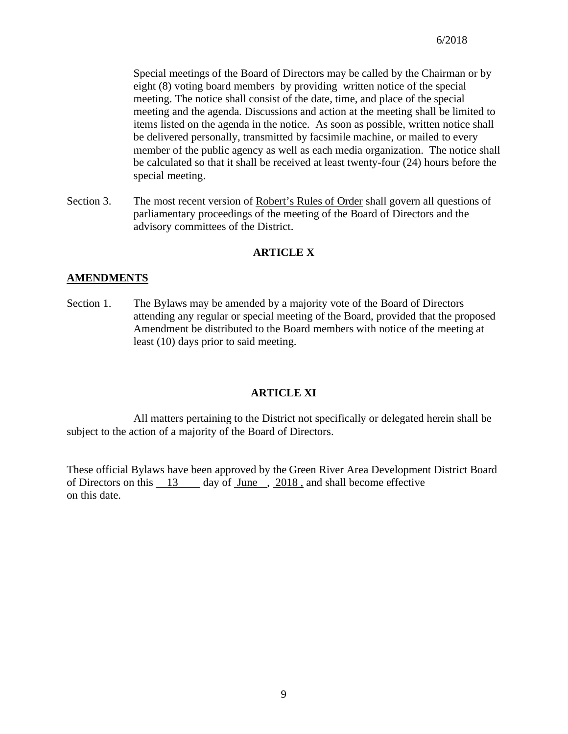Special meetings of the Board of Directors may be called by the Chairman or by eight (8) voting board members by providing written notice of the special meeting. The notice shall consist of the date, time, and place of the special meeting and the agenda. Discussions and action at the meeting shall be limited to items listed on the agenda in the notice. As soon as possible, written notice shall be delivered personally, transmitted by facsimile machine, or mailed to every member of the public agency as well as each media organization. The notice shall be calculated so that it shall be received at least twenty-four (24) hours before the special meeting.

Section 3. The most recent version of Robert's Rules of Order shall govern all questions of parliamentary proceedings of the meeting of the Board of Directors and the advisory committees of the District.

## ARTICLE X

**AMENDMENTS**

Section 1. The Bylaws may be amended by a majority vote of the Board of Directors attending any regular or special meeting of the Board, provided that the proposed Amendment be distributed to the Board members with notice of the meeting at least (10) days prior to said meeting.

## ARTICLE XI

All matters pertaining to the District not specifically or delegated herein shall be subject to the action of a majority of the Board of Directors.

These official Bylaws have been approved by the Green River Area Development District Board of Directors on this 13 day of June, 2018, and shall become effective on this date.